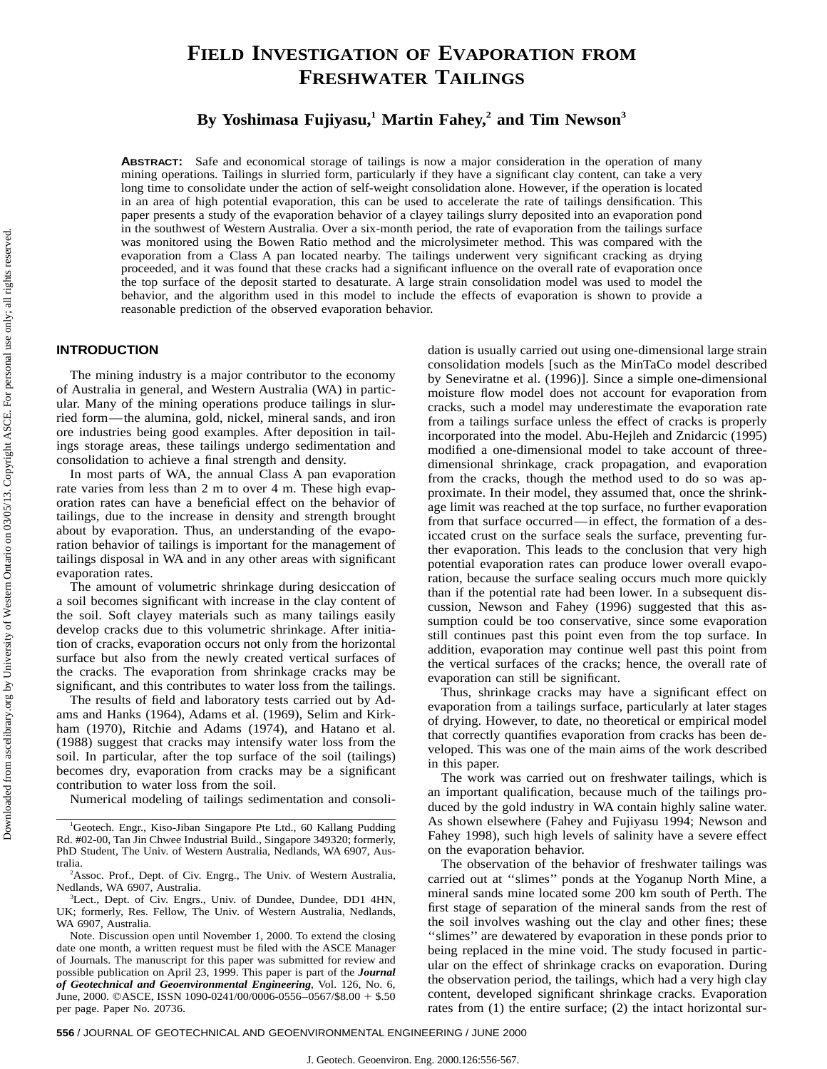# FIELD INVESTIGATION OF EVAPORATION FROM FRESHWATER TAILINGS

**By Yoshimasa Fujiyasu,[1] Martin Fahey,[2] and Tim Newson[3]**

**ABSTRACT:** Safe and economical storage of tailings is now a major consideration in the operation of many mining operations. Tailings in slurried form, particularly if they have a significant clay content, can take a very long time to consolidate under the action of self-weight consolidation alone. However, if the operation is located in an area of high potential evaporation, this can be used to accelerate the rate of tailings densification. This paper presents a study of the evaporation behavior of a clayey tailings slurry deposited into an evaporation pond in the southwest of Western Australia. Over a six-month period, the rate of evaporation from the tailings surface was monitored using the Bowen Ratio method and the microlysimeter method. This was compared with the evaporation from a Class A pan located nearby. The tailings underwent very significant cracking as drying proceeded, and it was found that these cracks had a significant influence on the overall rate of evaporation once the top surface of the deposit started to desaturate. A large strain consolidation model was used to model the behavior, and the algorithm used in this model to include the effects of evaporation is shown to provide a reasonable prediction of the observed evaporation behavior.

## INTRODUCTION

The mining industry is a major contributor to the economy of Australia in general, and Western Australia (WA) in particular. Many of the mining operations produce tailings in slurried form—the alumina, gold, nickel, mineral sands, and iron ore industries being good examples. After deposition in tailings storage areas, these tailings undergo sedimentation and consolidation to achieve a final strength and density.

In most parts of WA, the annual Class A pan evaporation rate varies from less than 2 m to over 4 m. These high evaporation rates can have a beneficial effect on the behavior of tailings, due to the increase in density and strength brought about by evaporation. Thus, an understanding of the evaporation behavior of tailings is important for the management of tailings disposal in WA and in any other areas with significant evaporation rates.

The amount of volumetric shrinkage during desiccation of a soil becomes significant with increase in the clay content of the soil. Soft clayey materials such as many tailings easily develop cracks due to this volumetric shrinkage. After initiation of cracks, evaporation occurs not only from the horizontal surface but also from the newly created vertical surfaces of the cracks. The evaporation from shrinkage cracks may be significant, and this contributes to water loss from the tailings.

The results of field and laboratory tests carried out by Adams and Hanks (1964), Adams et al. (1969), Selim and Kirkham (1970), Ritchie and Adams (1974), and Hatano et al. (1988) suggest that cracks may intensify water loss from the soil. In particular, after the top surface of the soil (tailings) becomes dry, evaporation from cracks may be a significant contribution to water loss from the soil.

Numerical modeling of tailings sedimentation and consolidation is usually carried out using one-dimensional large strain consolidation models [such as the MinTaCo model described by Seneviratne et al. (1996)]. Since a simple one-dimensional moisture flow model does not account for evaporation from cracks, such a model may underestimate the evaporation rate from a tailings surface unless the effect of cracks is properly incorporated into the model. Abu-Hejleh and Znidarcic (1995) modified a one-dimensional model to take account of three-dimensional shrinkage, crack propagation, and evaporation from the cracks, though the method used to do so was approximate. In their model, they assumed that, once the shrinkage limit was reached at the top surface, no further evaporation from that surface occurred—in effect, the formation of a desiccated crust on the surface seals the surface, preventing further evaporation. This leads to the conclusion that very high potential evaporation rates can produce lower overall evaporation, because the surface sealing occurs much more quickly than if the potential rate had been lower. In a subsequent discussion, Newson and Fahey (1996) suggested that this assumption could be too conservative, since some evaporation still continues past this point even from the top surface. In addition, evaporation may continue well past this point from the vertical surfaces of the cracks; hence, the overall rate of evaporation can still be significant.

Thus, shrinkage cracks may have a significant effect on evaporation from a tailings surface, particularly at later stages of drying. However, to date, no theoretical or empirical model that correctly quantifies evaporation from cracks has been developed. This was one of the main aims of the work described in this paper.

The work was carried out on freshwater tailings, which is an important qualification, because much of the tailings produced by the gold industry in WA contain highly saline water. As shown elsewhere (Fahey and Fujiyasu 1994; Newson and Fahey 1998), such high levels of salinity have a severe effect on the evaporation behavior.

The observation of the behavior of freshwater tailings was carried out at "slimes" ponds at the Yoganup North Mine, a mineral sands mine located some 200 km south of Perth. The first stage of separation of the mineral sands from the rest of the soil involves washing out the clay and other fines; these "slimes" are dewatered by evaporation in these ponds prior to being replaced in the mine void. The study focused in particular on the effect of shrinkage cracks on evaporation. During the observation period, the tailings, which had a very high clay content, developed significant shrinkage cracks. Evaporation rates from (1) the entire surface; (2) the intact horizontal sur-

---

[1]Geotech. Engr., Kiso-Jiban Singapore Pte Ltd., 60 Kallang Pudding Rd. #02-00, Tan Jin Chwee Industrial Build., Singapore 349320; formerly, PhD Student, The Univ. of Western Australia, Nedlands, WA 6907, Australia.

[2]Assoc. Prof., Dept. of Civ. Engrg., The Univ. of Western Australia, Nedlands, WA 6907, Australia.

[3]Lect., Dept. of Civ. Engrs., Univ. of Dundee, Dundee, DD1 4HN, UK; formerly, Res. Fellow, The Univ. of Western Australia, Nedlands, WA 6907, Australia.

Note. Discussion open until November 1, 2000. To extend the closing date one month, a written request must be filed with the ASCE Manager of Journals. The manuscript for this paper was submitted for review and possible publication on April 23, 1999. This paper is part of the ***Journal of Geotechnical and Geoenvironmental Engineering***, Vol. 126, No. 6, June, 2000. ©ASCE, ISSN 1090-0241/00/0006-0556–0567/$8.00 + $.50 per page. Paper No. 20736.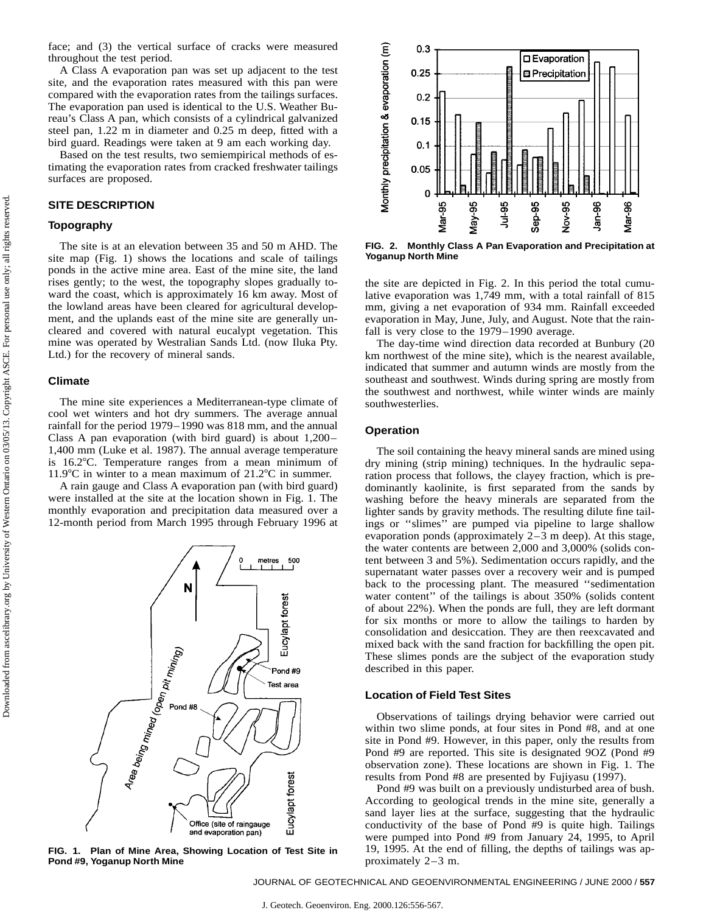face; and (3) the vertical surface of cracks were measured throughout the test period.

A Class A evaporation pan was set up adjacent to the test site, and the evaporation rates measured with this pan were compared with the evaporation rates from the tailings surfaces. The evaporation pan used is identical to the U.S. Weather Bureau's Class A pan, which consists of a cylindrical galvanized steel pan, 1.22 m in diameter and 0.25 m deep, fitted with a bird guard. Readings were taken at 9 am each working day.

Based on the test results, two semiempirical methods of estimating the evaporation rates from cracked freshwater tailings surfaces are proposed.

## SITE DESCRIPTION

### Topography

The site is at an elevation between 35 and 50 m AHD. The site map (Fig. 1) shows the locations and scale of tailings ponds in the active mine area. East of the mine site, the land rises gently; to the west, the topography slopes gradually toward the coast, which is approximately 16 km away. Most of the lowland areas have been cleared for agricultural development, and the uplands east of the mine site are generally uncleared and covered with natural eucalypt vegetation. This mine was operated by Westralian Sands Ltd. (now Iluka Pty. Ltd.) for the recovery of mineral sands.

### Climate

The mine site experiences a Mediterranean-type climate of cool wet winters and hot dry summers. The average annual rainfall for the period 1979–1990 was 818 mm, and the annual Class A pan evaporation (with bird guard) is about 1,200–1,400 mm (Luke et al. 1987). The annual average temperature is 16.2°C. Temperature ranges from a mean minimum of 11.9°C in winter to a mean maximum of 21.2°C in summer.

A rain gauge and Class A evaporation pan (with bird guard) were installed at the site at the location shown in Fig. 1. The monthly evaporation and precipitation data measured over a 12-month period from March 1995 through February 1996 at the site are depicted in Fig. 2. In this period the total cumulative evaporation was 1,749 mm, with a total rainfall of 815 mm, giving a net evaporation of 934 mm. Rainfall exceeded evaporation in May, June, July, and August. Note that the rainfall is very close to the 1979–1990 average.

FIG. 1. Plan of Mine Area, Showing Location of Test Site in Pond #9, Yoganup North Mine

FIG. 2. Monthly Class A Pan Evaporation and Precipitation at Yoganup North Mine

The day-time wind direction data recorded at Bunbury (20 km northwest of the mine site), which is the nearest available, indicated that summer and autumn winds are mostly from the southeast and southwest. Winds during spring are mostly from the southwest and northwest, while winter winds are mainly southwesterlies.

### Operation

The soil containing the heavy mineral sands are mined using dry mining (strip mining) techniques. In the hydraulic separation process that follows, the clayey fraction, which is predominantly kaolinite, is first separated from the sands by washing before the heavy minerals are separated from the lighter sands by gravity methods. The resulting dilute fine tailings or "slimes" are pumped via pipeline to large shallow evaporation ponds (approximately 2–3 m deep). At this stage, the water contents are between 2,000 and 3,000% (solids content between 3 and 5%). Sedimentation occurs rapidly, and the supernatant water passes over a recovery weir and is pumped back to the processing plant. The measured "sedimentation water content" of the tailings is about 350% (solids content of about 22%). When the ponds are full, they are left dormant for six months or more to allow the tailings to harden by consolidation and desiccation. They are then reexcavated and mixed back with the sand fraction for backfilling the open pit. These slimes ponds are the subject of the evaporation study described in this paper.

### Location of Field Test Sites

Observations of tailings drying behavior were carried out within two slime ponds, at four sites in Pond #8, and at one site in Pond #9. However, in this paper, only the results from Pond #9 are reported. This site is designated 9OZ (Pond #9 observation zone). These locations are shown in Fig. 1. The results from Pond #8 are presented by Fujiyasu (1997).

Pond #9 was built on a previously undisturbed area of bush. According to geological trends in the mine site, generally a sand layer lies at the surface, suggesting that the hydraulic conductivity of the base of Pond #9 is quite high. Tailings were pumped into Pond #9 from January 24, 1995, to April 19, 1995. At the end of filling, the depths of tailings was approximately 2–3 m.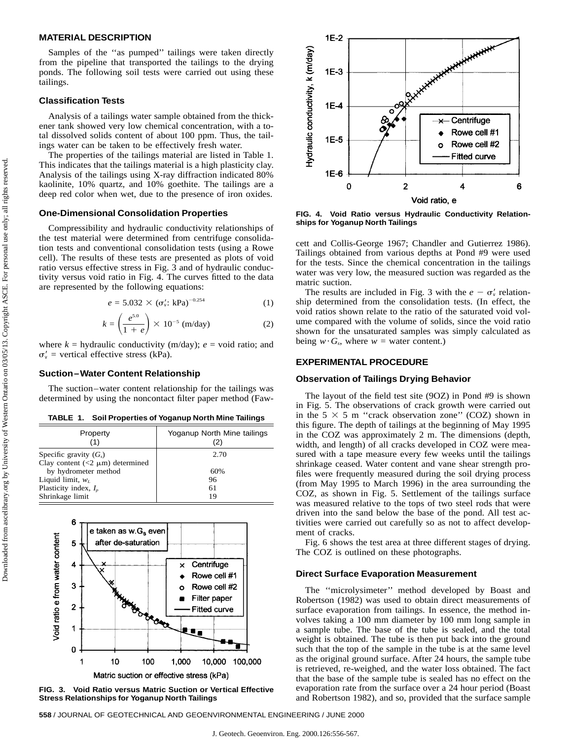## MATERIAL DESCRIPTION

Samples of the ''as pumped'' tailings were taken directly from the pipeline that transported the tailings to the drying ponds. The following soil tests were carried out using these tailings.

### Classification Tests

Analysis of a tailings water sample obtained from the thickener tank showed very low chemical concentration, with a total dissolved solids content of about 100 ppm. Thus, the tailings water can be taken to be effectively fresh water.

The properties of the tailings material are listed in Table 1. This indicates that the tailings material is a high plasticity clay. Analysis of the tailings using X-ray diffraction indicated 80% kaolinite, 10% quartz, and 10% goethite. The tailings are a deep red color when wet, due to the presence of iron oxides.

### One-Dimensional Consolidation Properties

Compressibility and hydraulic conductivity relationships of the test material were determined from centrifuge consolidation tests and conventional consolidation tests (using a Rowe cell). The results of these tests are presented as plots of void ratio versus effective stress in Fig. 3 and of hydraulic conductivity versus void ratio in Fig. 4. The curves fitted to the data are represented by the following equations:

$$e = 5.032 \times (\sigma_v'\text{: kPa})^{-0.254} \tag{1}$$

$$k = \left(\frac{e^{5.0}}{1 + e}\right) \times 10^{-5} \text{ (m/day)} \tag{2}$$

where $k$ = hydraulic conductivity (m/day); $e$ = void ratio; and $\sigma_v'$ = vertical effective stress (kPa).

### Suction–Water Content Relationship

The suction–water content relationship for the tailings was determined by using the noncontact filter paper method (Fawcett and Collis-George 1967; Chandler and Gutierrez 1986). Tailings obtained from various depths at Pond #9 were used for the tests. Since the chemical concentration in the tailings water was very low, the measured suction was regarded as the matric suction.

The results are included in Fig. 3 with the $e - \sigma_v'$ relationship determined from the consolidation tests. (In effect, the void ratios shown relate to the ratio of the saturated void volume compared with the volume of solids, since the void ratio shown for the unsaturated samples was simply calculated as being $w \cdot G_s$, where $w$ = water content.)

**TABLE 1. Soil Properties of Yoganup North Mine Tailings**

| Property (1) | Yoganup North Mine tailings (2) |
|---|---|
| Specific gravity ($G_s$) | 2.70 |
| Clay content (<2 μm) determined by hydrometer method | 60% |
| Liquid limit, $w_L$ | 96 |
| Plasticity index, $I_p$ | 61 |
| Shrinkage limit | 19 |

FIG. 3. Void Ratio versus Matric Suction or Vertical Effective Stress Relationships for Yoganup North Tailings

FIG. 4. Void Ratio versus Hydraulic Conductivity Relationships for Yoganup North Tailings

## EXPERIMENTAL PROCEDURE

### Observation of Tailings Drying Behavior

The layout of the field test site (9OZ) in Pond #9 is shown in Fig. 5. The observations of crack growth were carried out in the 5 × 5 m ''crack observation zone'' (COZ) shown in this figure. The depth of tailings at the beginning of May 1995 in the COZ was approximately 2 m. The dimensions (depth, width, and length) of all cracks developed in COZ were measured with a tape measure every few weeks until the tailings shrinkage ceased. Water content and vane shear strength profiles were frequently measured during the soil drying process (from May 1995 to March 1996) in the area surrounding the COZ, as shown in Fig. 5. Settlement of the tailings surface was measured relative to the tops of two steel rods that were driven into the sand below the base of the pond. All test activities were carried out carefully so as not to affect development of cracks.

Fig. 6 shows the test area at three different stages of drying. The COZ is outlined on these photographs.

### Direct Surface Evaporation Measurement

The ''microlysimeter'' method developed by Boast and Robertson (1982) was used to obtain direct measurements of surface evaporation from tailings. In essence, the method involves taking a 100 mm diameter by 100 mm long sample in a sample tube. The base of the tube is sealed, and the total weight is obtained. The tube is then put back into the ground such that the top of the sample in the tube is at the same level as the original ground surface. After 24 hours, the sample tube is retrieved, re-weighed, and the water loss obtained. The fact that the base of the sample tube is sealed has no effect on the evaporation rate from the surface over a 24 hour period (Boast and Robertson 1982), and so, provided that the surface sample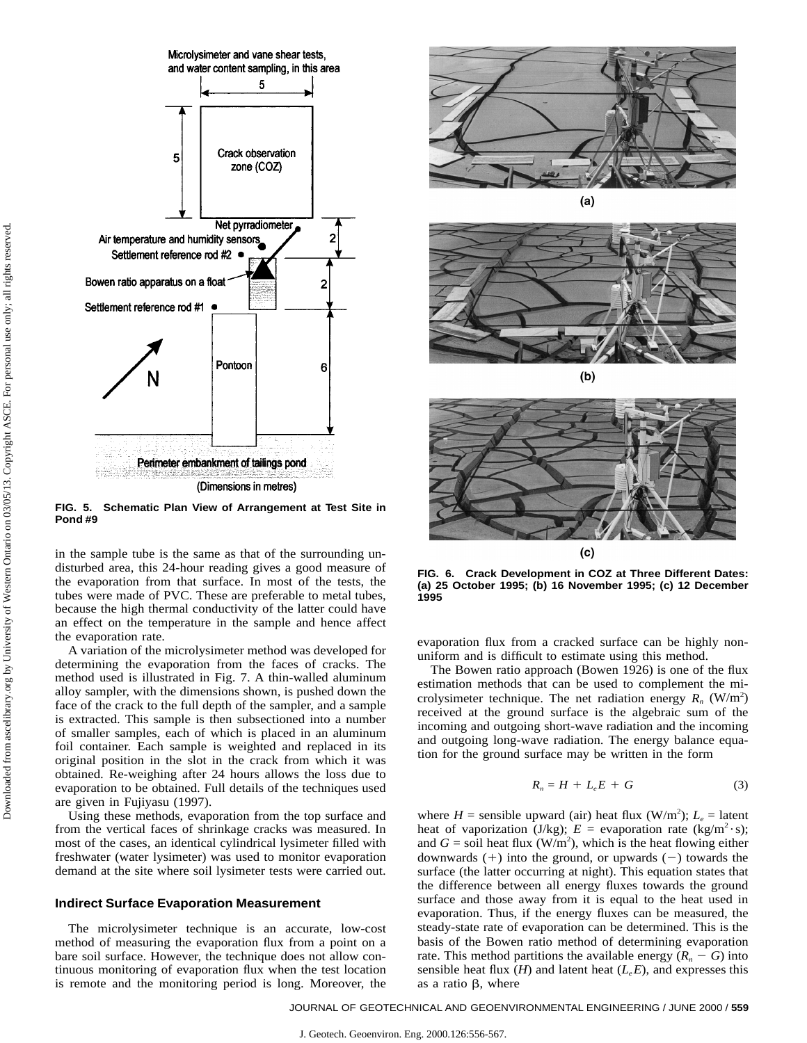FIG. 5. Schematic Plan View of Arrangement at Test Site in Pond #9

FIG. 6. Crack Development in COZ at Three Different Dates: (a) 25 October 1995; (b) 16 November 1995; (c) 12 December 1995

in the sample tube is the same as that of the surrounding undisturbed area, this 24-hour reading gives a good measure of the evaporation from that surface. In most of the tests, the tubes were made of PVC. These are preferable to metal tubes, because the high thermal conductivity of the latter could have an effect on the temperature in the sample and hence affect the evaporation rate.

A variation of the microlysimeter method was developed for determining the evaporation from the faces of cracks. The method used is illustrated in Fig. 7. A thin-walled aluminum alloy sampler, with the dimensions shown, is pushed down the face of the crack to the full depth of the sampler, and a sample is extracted. This sample is then subsectioned into a number of smaller samples, each of which is placed in an aluminum foil container. Each sample is weighted and replaced in its original position in the slot in the crack from which it was obtained. Re-weighing after 24 hours allows the loss due to evaporation to be obtained. Full details of the techniques used are given in Fujiyasu (1997).

Using these methods, evaporation from the top surface and from the vertical faces of shrinkage cracks was measured. In most of the cases, an identical cylindrical lysimeter filled with freshwater (water lysimeter) was used to monitor evaporation demand at the site where soil lysimeter tests were carried out.

### Indirect Surface Evaporation Measurement

The microlysimeter technique is an accurate, low-cost method of measuring the evaporation flux from a point on a bare soil surface. However, the technique does not allow continuous monitoring of evaporation flux when the test location is remote and the monitoring period is long. Moreover, the evaporation flux from a cracked surface can be highly nonuniform and is difficult to estimate using this method.

The Bowen ratio approach (Bowen 1926) is one of the flux estimation methods that can be used to complement the microlysimeter technique. The net radiation energy $R_n$ (W/m$^2$) received at the ground surface is the algebraic sum of the incoming and outgoing short-wave radiation and the incoming and outgoing long-wave radiation. The energy balance equation for the ground surface may be written in the form

$$R_n = H + L_eE + G \tag{3}$$

where $H$ = sensible upward (air) heat flux (W/m$^2$); $L_e$ = latent heat of vaporization (J/kg); $E$ = evaporation rate (kg/m$^2 \cdot$s); and $G$ = soil heat flux (W/m$^2$), which is the heat flowing either downwards (+) into the ground, or upwards (−) towards the surface (the latter occurring at night). This equation states that the difference between all energy fluxes towards the ground surface and those away from it is equal to the heat used in evaporation. Thus, if the energy fluxes can be measured, the steady-state rate of evaporation can be determined. This is the basis of the Bowen ratio method of determining evaporation rate. This method partitions the available energy ($R_n - G$) into sensible heat flux ($H$) and latent heat ($L_eE$), and expresses this as a ratio $\beta$, where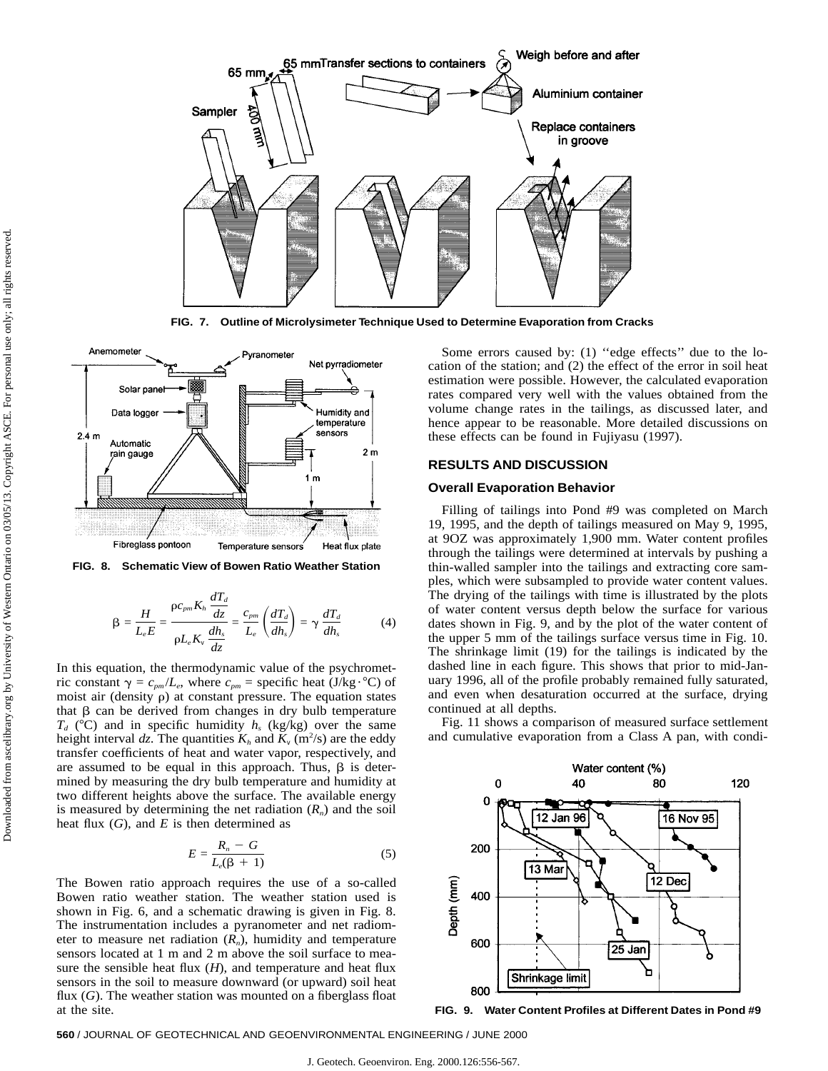FIG. 7. Outline of Microlysimeter Technique Used to Determine Evaporation from Cracks

FIG. 8. Schematic View of Bowen Ratio Weather Station

$$\beta = \frac{H}{L_e E} = \frac{\rho c_{pm} K_h \dfrac{dT_d}{dz}}{\rho L_e K_v \dfrac{dh_s}{dz}} = \frac{c_{pm}}{L_e}\left(\frac{dT_d}{dh_s}\right) = \gamma \frac{dT_d}{dh_s} \tag{4}$$

In this equation, the thermodynamic value of the psychrometric constant $\gamma = c_{pm}/L_e$, where $c_{pm}$ = specific heat (J/kg·°C) of moist air (density $\rho$) at constant pressure. The equation states that $\beta$ can be derived from changes in dry bulb temperature $T_d$ (°C) and in specific humidity $h_s$ (kg/kg) over the same height interval $dz$. The quantities $K_h$ and $K_v$ ($m^2$/s) are the eddy transfer coefficients of heat and water vapor, respectively, and are assumed to be equal in this approach. Thus, $\beta$ is determined by measuring the dry bulb temperature and humidity at two different heights above the surface. The available energy is measured by determining the net radiation ($R_n$) and the soil heat flux ($G$), and $E$ is then determined as

$$E = \frac{R_n - G}{L_e(\beta + 1)} \tag{5}$$

The Bowen ratio approach requires the use of a so-called Bowen ratio weather station. The weather station used is shown in Fig. 6, and a schematic drawing is given in Fig. 8. The instrumentation includes a pyranometer and net radiometer to measure net radiation ($R_n$), humidity and temperature sensors located at 1 m and 2 m above the soil surface to measure the sensible heat flux ($H$), and temperature and heat flux sensors in the soil to measure downward (or upward) soil heat flux ($G$). The weather station was mounted on a fiberglass float at the site.

Some errors caused by: (1) ''edge effects'' due to the location of the station; and (2) the effect of the error in soil heat estimation were possible. However, the calculated evaporation rates compared very well with the values obtained from the volume change rates in the tailings, as discussed later, and hence appear to be reasonable. More detailed discussions on these effects can be found in Fujiyasu (1997).

## RESULTS AND DISCUSSION

### Overall Evaporation Behavior

Filling of tailings into Pond #9 was completed on March 19, 1995, and the depth of tailings measured on May 9, 1995, at 9OZ was approximately 1,900 mm. Water content profiles through the tailings were determined at intervals by pushing a thin-walled sampler into the tailings and extracting core samples, which were subsampled to provide water content values. The drying of the tailings with time is illustrated by the plots of water content versus depth below the surface for various dates shown in Fig. 9, and by the plot of the water content of the upper 5 mm of the tailings surface versus time in Fig. 10. The shrinkage limit (19) for the tailings is indicated by the dashed line in each figure. This shows that prior to mid-January 1996, all of the profile probably remained fully saturated, and even when desaturation occurred at the surface, drying continued at all depths.

Fig. 11 shows a comparison of measured surface settlement and cumulative evaporation from a Class A pan, with condi-

FIG. 9. Water Content Profiles at Different Dates in Pond #9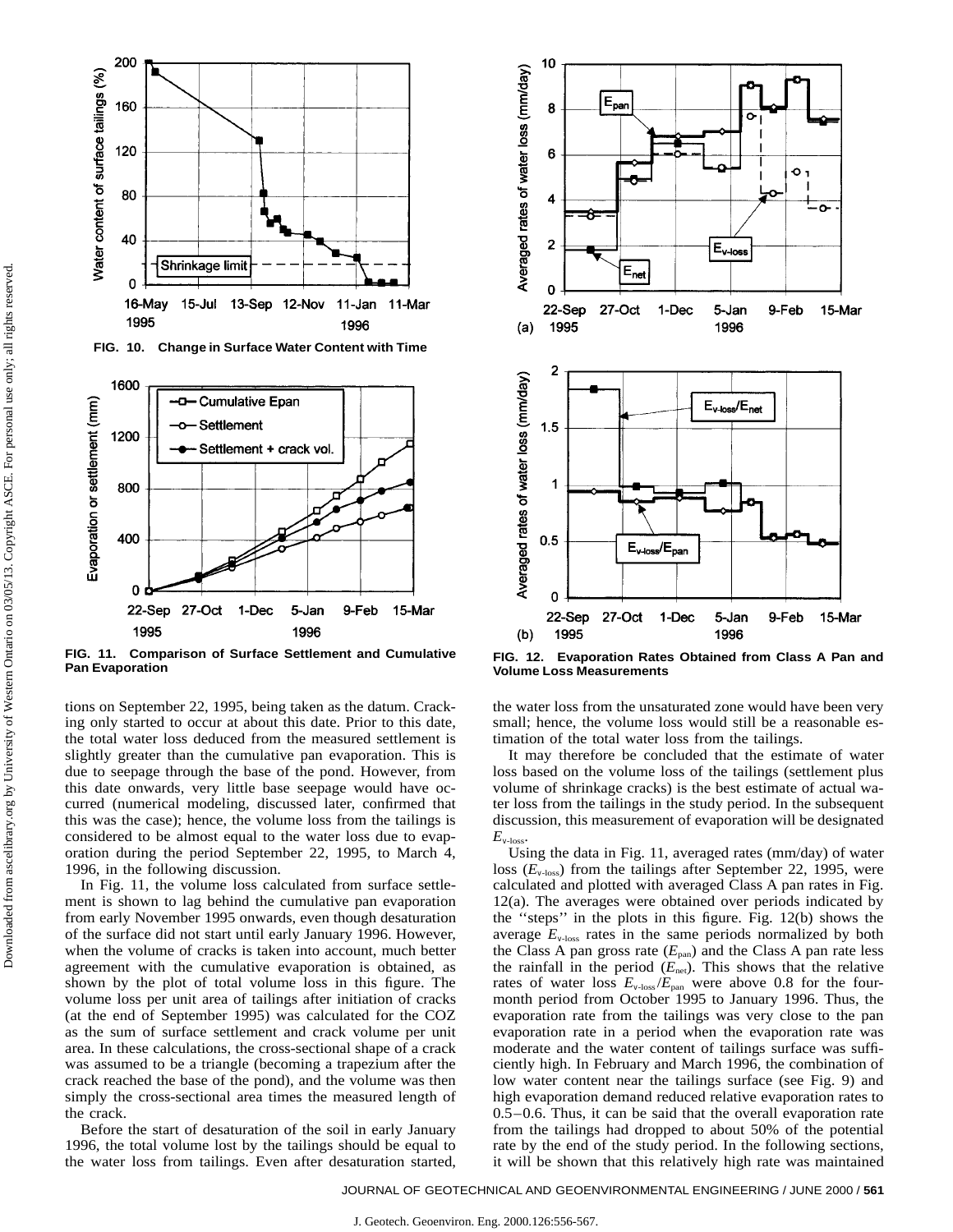FIG. 10. Change in Surface Water Content with Time

FIG. 11. Comparison of Surface Settlement and Cumulative Pan Evaporation

FIG. 12. Evaporation Rates Obtained from Class A Pan and Volume Loss Measurements

tions on September 22, 1995, being taken as the datum. Cracking only started to occur at about this date. Prior to this date, the total water loss deduced from the measured settlement is slightly greater than the cumulative pan evaporation. This is due to seepage through the base of the pond. However, from this date onwards, very little base seepage would have occurred (numerical modeling, discussed later, confirmed that this was the case); hence, the volume loss from the tailings is considered to be almost equal to the water loss due to evaporation during the period September 22, 1995, to March 4, 1996, in the following discussion.

In Fig. 11, the volume loss calculated from surface settlement is shown to lag behind the cumulative pan evaporation from early November 1995 onwards, even though desaturation of the surface did not start until early January 1996. However, when the volume of cracks is taken into account, much better agreement with the cumulative evaporation is obtained, as shown by the plot of total volume loss in this figure. The volume loss per unit area of tailings after initiation of cracks (at the end of September 1995) was calculated for the COZ as the sum of surface settlement and crack volume per unit area. In these calculations, the cross-sectional shape of a crack was assumed to be a triangle (becoming a trapezium after the crack reached the base of the pond), and the volume was then simply the cross-sectional area times the measured length of the crack.

Before the start of desaturation of the soil in early January 1996, the total volume lost by the tailings should be equal to the water loss from tailings. Even after desaturation started, the water loss from the unsaturated zone would have been very small; hence, the volume loss would still be a reasonable estimation of the total water loss from the tailings.

It may therefore be concluded that the estimate of water loss based on the volume loss of the tailings (settlement plus volume of shrinkage cracks) is the best estimate of actual water loss from the tailings in the study period. In the subsequent discussion, this measurement of evaporation will be designated $E_{v\text{-loss}}$.

Using the data in Fig. 11, averaged rates (mm/day) of water loss ($E_{v\text{-loss}}$) from the tailings after September 22, 1995, were calculated and plotted with averaged Class A pan rates in Fig. 12(a). The averages were obtained over periods indicated by the ''steps'' in the plots in this figure. Fig. 12(b) shows the average $E_{v\text{-loss}}$ rates in the same periods normalized by both the Class A pan gross rate ($E_{pan}$) and the Class A pan rate less the rainfall in the period ($E_{net}$). This shows that the relative rates of water loss $E_{v\text{-loss}}/E_{pan}$ were above 0.8 for the four-month period from October 1995 to January 1996. Thus, the evaporation rate from the tailings was very close to the pan evaporation rate in a period when the evaporation rate was moderate and the water content of tailings surface was sufficiently high. In February and March 1996, the combination of low water content near the tailings surface (see Fig. 9) and high evaporation demand reduced relative evaporation rates to 0.5–0.6. Thus, it can be said that the overall evaporation rate from the tailings had dropped to about 50% of the potential rate by the end of the study period. In the following sections, it will be shown that this relatively high rate was maintained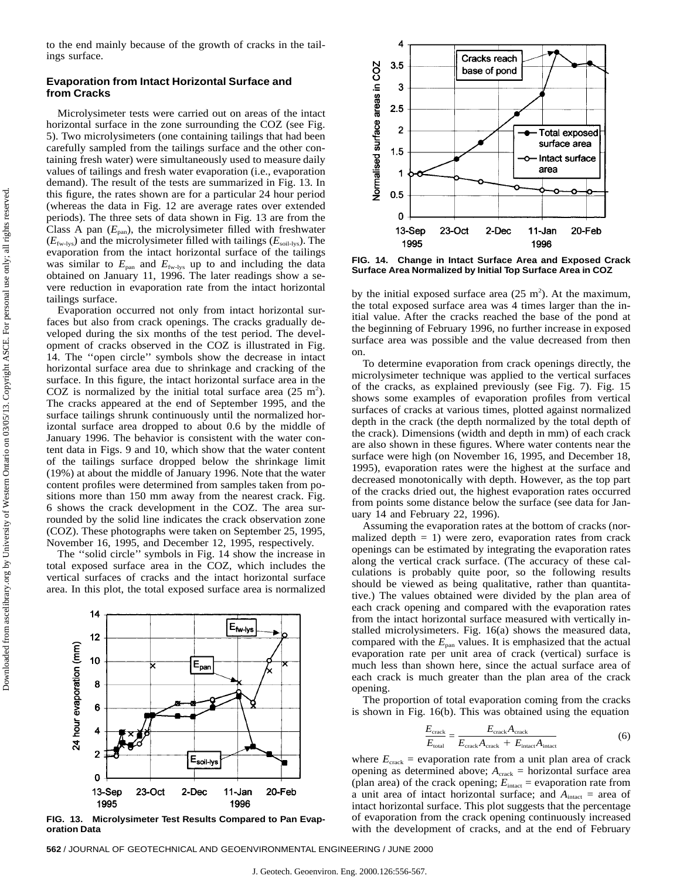to the end mainly because of the growth of cracks in the tailings surface.

### Evaporation from Intact Horizontal Surface and from Cracks

Microlysimeter tests were carried out on areas of the intact horizontal surface in the zone surrounding the COZ (see Fig. 5). Two microlysimeters (one containing tailings that had been carefully sampled from the tailings surface and the other containing fresh water) were simultaneously used to measure daily values of tailings and fresh water evaporation (i.e., evaporation demand). The result of the tests are summarized in Fig. 13. In this figure, the rates shown are for a particular 24 hour period (whereas the data in Fig. 12 are average rates over extended periods). The three sets of data shown in Fig. 13 are from the Class A pan ($E_{pan}$), the microlysimeter filled with freshwater ($E_{fw\text{-}lys}$) and the microlysimeter filled with tailings ($E_{soil\text{-}lys}$). The evaporation from the intact horizontal surface of the tailings was similar to $E_{pan}$ and $E_{fw\text{-}lys}$ up to and including the data obtained on January 11, 1996. The later readings show a severe reduction in evaporation rate from the intact horizontal tailings surface.

Evaporation occurred not only from intact horizontal surfaces but also from crack openings. The cracks gradually developed during the six months of the test period. The development of cracks observed in the COZ is illustrated in Fig. 14. The ''open circle'' symbols show the decrease in intact horizontal surface area due to shrinkage and cracking of the surface. In this figure, the intact horizontal surface area in the COZ is normalized by the initial total surface area (25 m$^2$). The cracks appeared at the end of September 1995, and the surface tailings shrunk continuously until the normalized horizontal surface area dropped to about 0.6 by the middle of January 1996. The behavior is consistent with the water content data in Figs. 9 and 10, which show that the water content of the tailings surface dropped below the shrinkage limit (19%) at about the middle of January 1996. Note that the water content profiles were determined from samples taken from positions more than 150 mm away from the nearest crack. Fig. 6 shows the crack development in the COZ. The area surrounded by the solid line indicates the crack observation zone (COZ). These photographs were taken on September 25, 1995, November 16, 1995, and December 12, 1995, respectively.

The ''solid circle'' symbols in Fig. 14 show the increase in total exposed surface area in the COZ, which includes the vertical surfaces of cracks and the intact horizontal surface area. In this plot, the total exposed surface area is normalized

**FIG. 13. Microlysimeter Test Results Compared to Pan Evaporation Data**

**FIG. 14. Change in Intact Surface Area and Exposed Crack Surface Area Normalized by Initial Top Surface Area in COZ**

by the initial exposed surface area (25 m$^2$). At the maximum, the total exposed surface area was 4 times larger than the initial value. After the cracks reached the base of the pond at the beginning of February 1996, no further increase in exposed surface area was possible and the value decreased from then on.

To determine evaporation from crack openings directly, the microlysimeter technique was applied to the vertical surfaces of the cracks, as explained previously (see Fig. 7). Fig. 15 shows some examples of evaporation profiles from vertical surfaces of cracks at various times, plotted against normalized depth in the crack (the depth normalized by the total depth of the crack). Dimensions (width and depth in mm) of each crack are also shown in these figures. Where water contents near the surface were high (on November 16, 1995, and December 18, 1995), evaporation rates were the highest at the surface and decreased monotonically with depth. However, as the top part of the cracks dried out, the highest evaporation rates occurred from points some distance below the surface (see data for January 14 and February 22, 1996).

Assuming the evaporation rates at the bottom of cracks (normalized depth = 1) were zero, evaporation rates from crack openings can be estimated by integrating the evaporation rates along the vertical crack surface. (The accuracy of these calculations is probably quite poor, so the following results should be viewed as being qualitative, rather than quantitative.) The values obtained were divided by the plan area of each crack opening and compared with the evaporation rates from the intact horizontal surface measured with vertically installed microlysimeters. Fig. 16(a) shows the measured data, compared with the $E_{pan}$ values. It is emphasized that the actual evaporation rate per unit area of crack (vertical) surface is much less than shown here, since the actual surface area of each crack is much greater than the plan area of the crack opening.

The proportion of total evaporation coming from the cracks is shown in Fig. 16(b). This was obtained using the equation

$$\frac{E_{crack}}{E_{total}} = \frac{E_{crack}A_{crack}}{E_{crack}A_{crack} + E_{intact}A_{intact}} \tag{6}$$

where $E_{crack}$ = evaporation rate from a unit plan area of crack opening as determined above; $A_{crack}$ = horizontal surface area (plan area) of the crack opening; $E_{intact}$ = evaporation rate from a unit area of intact horizontal surface; and $A_{intact}$ = area of intact horizontal surface. This plot suggests that the percentage of evaporation from the crack opening continuously increased with the development of cracks, and at the end of February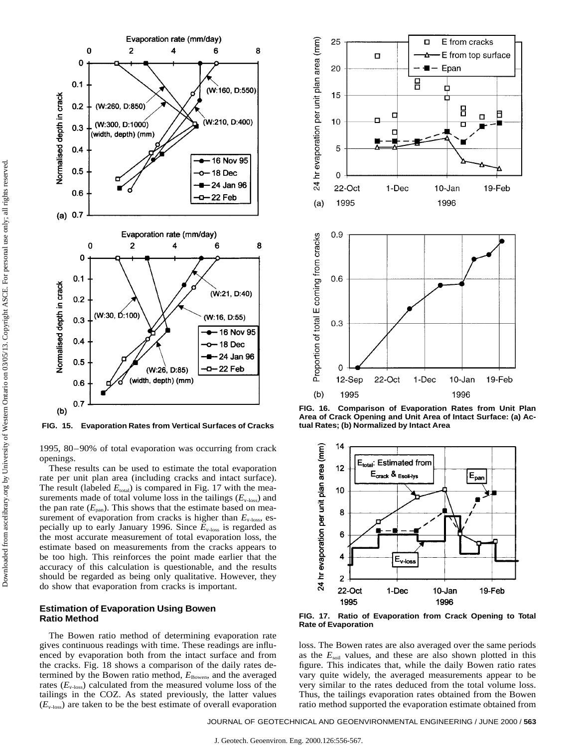FIG. 15. Evaporation Rates from Vertical Surfaces of Cracks

FIG. 16. Comparison of Evaporation Rates from Unit Plan Area of Crack Opening and Unit Area of Intact Surface: (a) Actual Rates; (b) Normalized by Intact Area

1995, 80–90% of total evaporation was occurring from crack openings.

These results can be used to estimate the total evaporation rate per unit plan area (including cracks and intact surface). The result (labeled $E_{total}$) is compared in Fig. 17 with the measurements made of total volume loss in the tailings ($E_{v\text{-}loss}$) and the pan rate ($E_{pan}$). This shows that the estimate based on measurement of evaporation from cracks is higher than $E_{v\text{-}loss}$, especially up to early January 1996. Since $E_{v\text{-}loss}$ is regarded as the most accurate measurement of total evaporation loss, the estimate based on measurements from the cracks appears to be too high. This reinforces the point made earlier that the accuracy of this calculation is questionable, and the results should be regarded as being only qualitative. However, they do show that evaporation from cracks is important.

FIG. 17. Ratio of Evaporation from Crack Opening to Total Rate of Evaporation

## Estimation of Evaporation Using Bowen Ratio Method

The Bowen ratio method of determining evaporation rate gives continuous readings with time. These readings are influenced by evaporation both from the intact surface and from the cracks. Fig. 18 shows a comparison of the daily rates determined by the Bowen ratio method, $E_{Bowen}$, and the averaged rates ($E_{v\text{-}loss}$) calculated from the measured volume loss of the tailings in the COZ. As stated previously, the latter values ($E_{v\text{-}loss}$) are taken to be the best estimate of overall evaporation loss. The Bowen rates are also averaged over the same periods as the $E_{soil}$ values, and these are also shown plotted in this figure. This indicates that, while the daily Bowen ratio rates vary quite widely, the averaged measurements appear to be very similar to the rates deduced from the total volume loss. Thus, the tailings evaporation rates obtained from the Bowen ratio method supported the evaporation estimate obtained from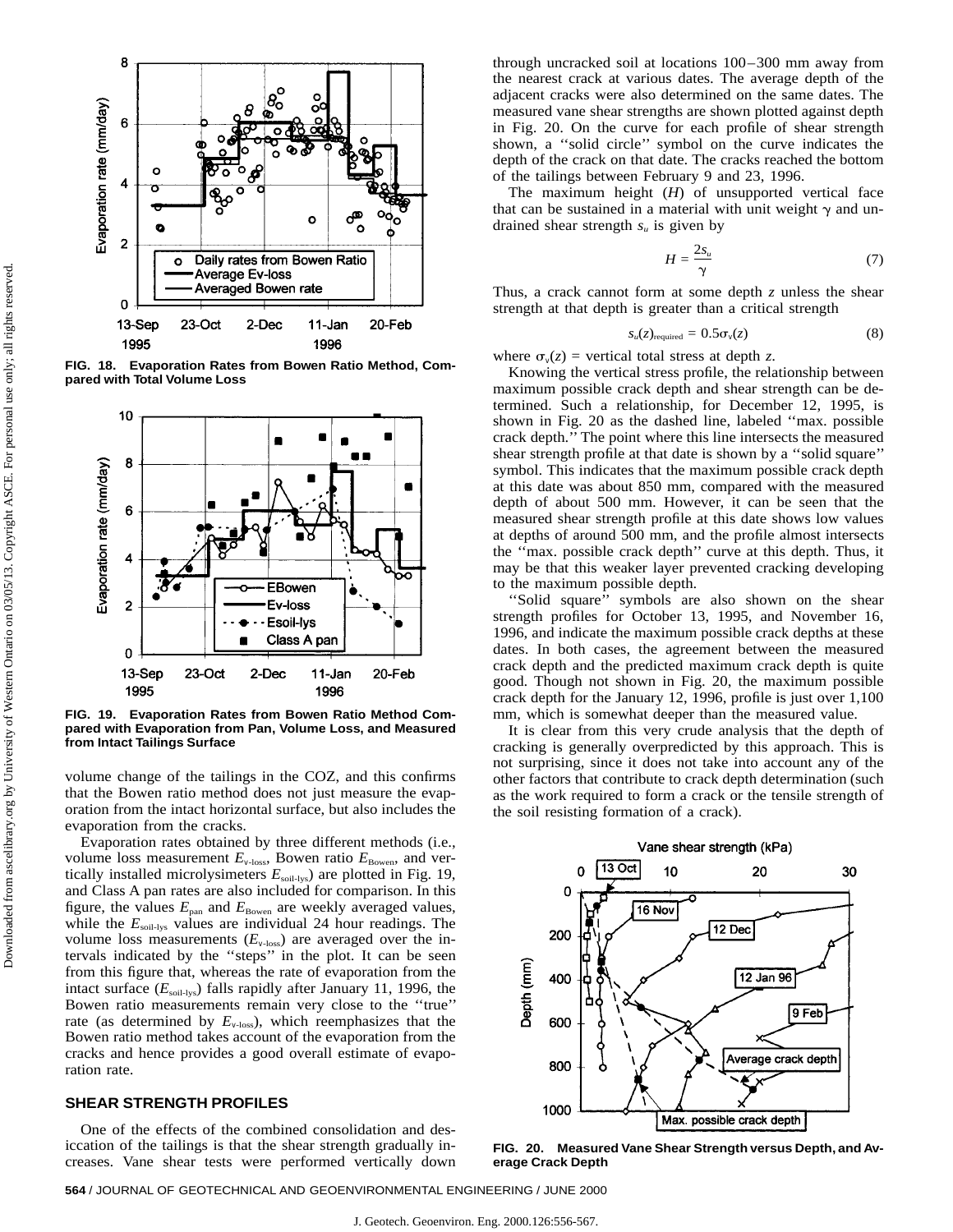FIG. 18. Evaporation Rates from Bowen Ratio Method, Compared with Total Volume Loss

FIG. 19. Evaporation Rates from Bowen Ratio Method Compared with Evaporation from Pan, Volume Loss, and Measured from Intact Tailings Surface

volume change of the tailings in the COZ, and this confirms that the Bowen ratio method does not just measure the evaporation from the intact horizontal surface, but also includes the evaporation from the cracks.

Evaporation rates obtained by three different methods (i.e., volume loss measurement $E_{v\text{-loss}}$, Bowen ratio $E_{Bowen}$, and vertically installed microlysimeters $E_{soil\text{-lys}}$) are plotted in Fig. 19, and Class A pan rates are also included for comparison. In this figure, the values $E_{pan}$ and $E_{Bowen}$ are weekly averaged values, while the $E_{soil\text{-lys}}$ values are individual 24 hour readings. The volume loss measurements ($E_{v\text{-loss}}$) are averaged over the intervals indicated by the ''steps'' in the plot. It can be seen from this figure that, whereas the rate of evaporation from the intact surface ($E_{soil\text{-lys}}$) falls rapidly after January 11, 1996, the Bowen ratio measurements remain very close to the ''true'' rate (as determined by $E_{v\text{-loss}}$), which reemphasizes that the Bowen ratio method takes account of the evaporation from the cracks and hence provides a good overall estimate of evaporation rate.

## SHEAR STRENGTH PROFILES

One of the effects of the combined consolidation and desiccation of the tailings is that the shear strength gradually increases. Vane shear tests were performed vertically down through uncracked soil at locations 100–300 mm away from the nearest crack at various dates. The average depth of the adjacent cracks were also determined on the same dates. The measured vane shear strengths are shown plotted against depth in Fig. 20. On the curve for each profile of shear strength shown, a ''solid circle'' symbol on the curve indicates the depth of the crack on that date. The cracks reached the bottom of the tailings between February 9 and 23, 1996.

The maximum height ($H$) of unsupported vertical face that can be sustained in a material with unit weight $\gamma$ and undrained shear strength $s_u$ is given by

$$H = \frac{2s_u}{\gamma} \tag{7}$$

Thus, a crack cannot form at some depth $z$ unless the shear strength at that depth is greater than a critical strength

$$s_u(z)_{required} = 0.5\sigma_v(z) \tag{8}$$

where $\sigma_v(z)$ = vertical total stress at depth $z$.

Knowing the vertical stress profile, the relationship between maximum possible crack depth and shear strength can be determined. Such a relationship, for December 12, 1995, is shown in Fig. 20 as the dashed line, labeled ''max. possible crack depth.'' The point where this line intersects the measured shear strength profile at that date is shown by a ''solid square'' symbol. This indicates that the maximum possible crack depth at this date was about 850 mm, compared with the measured depth of about 500 mm. However, it can be seen that the measured shear strength profile at this date shows low values at depths of around 500 mm, and the profile almost intersects the ''max. possible crack depth'' curve at this depth. Thus, it may be that this weaker layer prevented cracking developing to the maximum possible depth.

''Solid square'' symbols are also shown on the shear strength profiles for October 13, 1995, and November 16, 1996, and indicate the maximum possible crack depths at these dates. In both cases, the agreement between the measured crack depth and the predicted maximum crack depth is quite good. Though not shown in Fig. 20, the maximum possible crack depth for the January 12, 1996, profile is just over 1,100 mm, which is somewhat deeper than the measured value.

It is clear from this very crude analysis that the depth of cracking is generally overpredicted by this approach. This is not surprising, since it does not take into account any of the other factors that contribute to crack depth determination (such as the work required to form a crack or the tensile strength of the soil resisting formation of a crack).

FIG. 20. Measured Vane Shear Strength versus Depth, and Average Crack Depth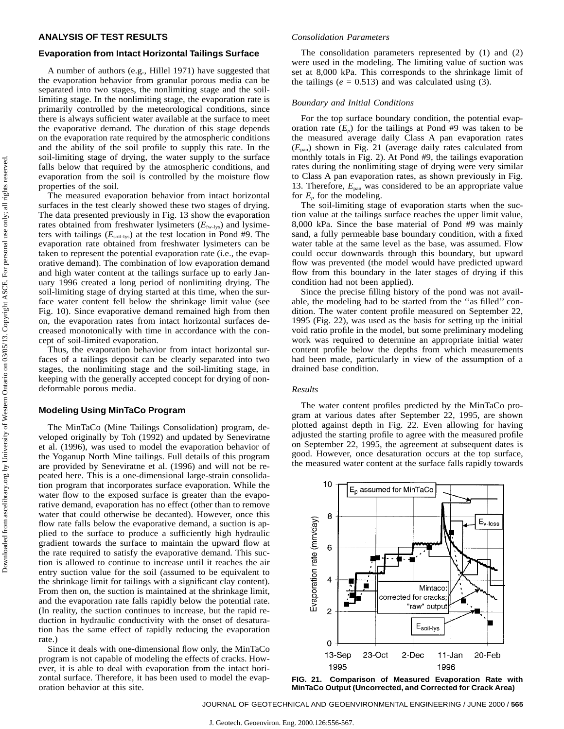## ANALYSIS OF TEST RESULTS

### Evaporation from Intact Horizontal Tailings Surface

A number of authors (e.g., Hillel 1971) have suggested that the evaporation behavior from granular porous media can be separated into two stages, the nonlimiting stage and the soil-limiting stage. In the nonlimiting stage, the evaporation rate is primarily controlled by the meteorological conditions, since there is always sufficient water available at the surface to meet the evaporative demand. The duration of this stage depends on the evaporation rate required by the atmospheric conditions and the ability of the soil profile to supply this rate. In the soil-limiting stage of drying, the water supply to the surface falls below that required by the atmospheric conditions, and evaporation from the soil is controlled by the moisture flow properties of the soil.

The measured evaporation behavior from intact horizontal surfaces in the test clearly showed these two stages of drying. The data presented previously in Fig. 13 show the evaporation rates obtained from freshwater lysimeters ($E_{fw\text{-}lys}$) and lysimeters with tailings ($E_{soil\text{-}lys}$) at the test location in Pond #9. The evaporation rate obtained from freshwater lysimeters can be taken to represent the potential evaporation rate (i.e., the evaporative demand). The combination of low evaporation demand and high water content at the tailings surface up to early January 1996 created a long period of nonlimiting drying. The soil-limiting stage of drying started at this time, when the surface water content fell below the shrinkage limit value (see Fig. 10). Since evaporative demand remained high from then on, the evaporation rates from intact horizontal surfaces decreased monotonically with time in accordance with the concept of soil-limited evaporation.

Thus, the evaporation behavior from intact horizontal surfaces of a tailings deposit can be clearly separated into two stages, the nonlimiting stage and the soil-limiting stage, in keeping with the generally accepted concept for drying of nondeformable porous media.

### Modeling Using MinTaCo Program

The MinTaCo (Mine Tailings Consolidation) program, developed originally by Toh (1992) and updated by Seneviratne et al. (1996), was used to model the evaporation behavior of the Yoganup North Mine tailings. Full details of this program are provided by Seneviratne et al. (1996) and will not be repeated here. This is a one-dimensional large-strain consolidation program that incorporates surface evaporation. While the water flow to the exposed surface is greater than the evaporative demand, evaporation has no effect (other than to remove water that could otherwise be decanted). However, once this flow rate falls below the evaporative demand, a suction is applied to the surface to produce a sufficiently high hydraulic gradient towards the surface to maintain the upward flow at the rate required to satisfy the evaporative demand. This suction is allowed to continue to increase until it reaches the air entry suction value for the soil (assumed to be equivalent to the shrinkage limit for tailings with a significant clay content). From then on, the suction is maintained at the shrinkage limit, and the evaporation rate falls rapidly below the potential rate. (In reality, the suction continues to increase, but the rapid reduction in hydraulic conductivity with the onset of desaturation has the same effect of rapidly reducing the evaporation rate.)

Since it deals with one-dimensional flow only, the MinTaCo program is not capable of modeling the effects of cracks. However, it is able to deal with evaporation from the intact horizontal surface. Therefore, it has been used to model the evaporation behavior at this site.

#### *Consolidation Parameters*

The consolidation parameters represented by (1) and (2) were used in the modeling. The limiting value of suction was set at 8,000 kPa. This corresponds to the shrinkage limit of the tailings ($e$ = 0.513) and was calculated using (3).

#### *Boundary and Initial Conditions*

For the top surface boundary condition, the potential evaporation rate ($E_p$) for the tailings at Pond #9 was taken to be the measured average daily Class A pan evaporation rates ($E_{pan}$) shown in Fig. 21 (average daily rates calculated from monthly totals in Fig. 2). At Pond #9, the tailings evaporation rates during the nonlimiting stage of drying were very similar to Class A pan evaporation rates, as shown previously in Fig. 13. Therefore, $E_{pan}$ was considered to be an appropriate value for $E_p$ for the modeling.

The soil-limiting stage of evaporation starts when the suction value at the tailings surface reaches the upper limit value, 8,000 kPa. Since the base material of Pond #9 was mainly sand, a fully permeable base boundary condition, with a fixed water table at the same level as the base, was assumed. Flow could occur downwards through this boundary, but upward flow was prevented (the model would have predicted upward flow from this boundary in the later stages of drying if this condition had not been applied).

Since the precise filling history of the pond was not available, the modeling had to be started from the ''as filled'' condition. The water content profile measured on September 22, 1995 (Fig. 22), was used as the basis for setting up the initial void ratio profile in the model, but some preliminary modeling work was required to determine an appropriate initial water content profile below the depths from which measurements had been made, particularly in view of the assumption of a drained base condition.

#### *Results*

The water content profiles predicted by the MinTaCo program at various dates after September 22, 1995, are shown plotted against depth in Fig. 22. Even allowing for having adjusted the starting profile to agree with the measured profile on September 22, 1995, the agreement at subsequent dates is good. However, once desaturation occurs at the top surface, the measured water content at the surface falls rapidly towards

$E_p$ assumed for MinTaCo
$E_{v\text{-}loss}$
Mintaco: corrected for cracks; "raw" output
$E_{soil\text{-}lys}$
Evaporation rate (mm/day)
0
2
4
6
8
10
13-Sep 1995
23-Oct
2-Dec
11-Jan 1996
20-Feb

**FIG. 21. Comparison of Measured Evaporation Rate with MinTaCo Output (Uncorrected, and Corrected for Crack Area)**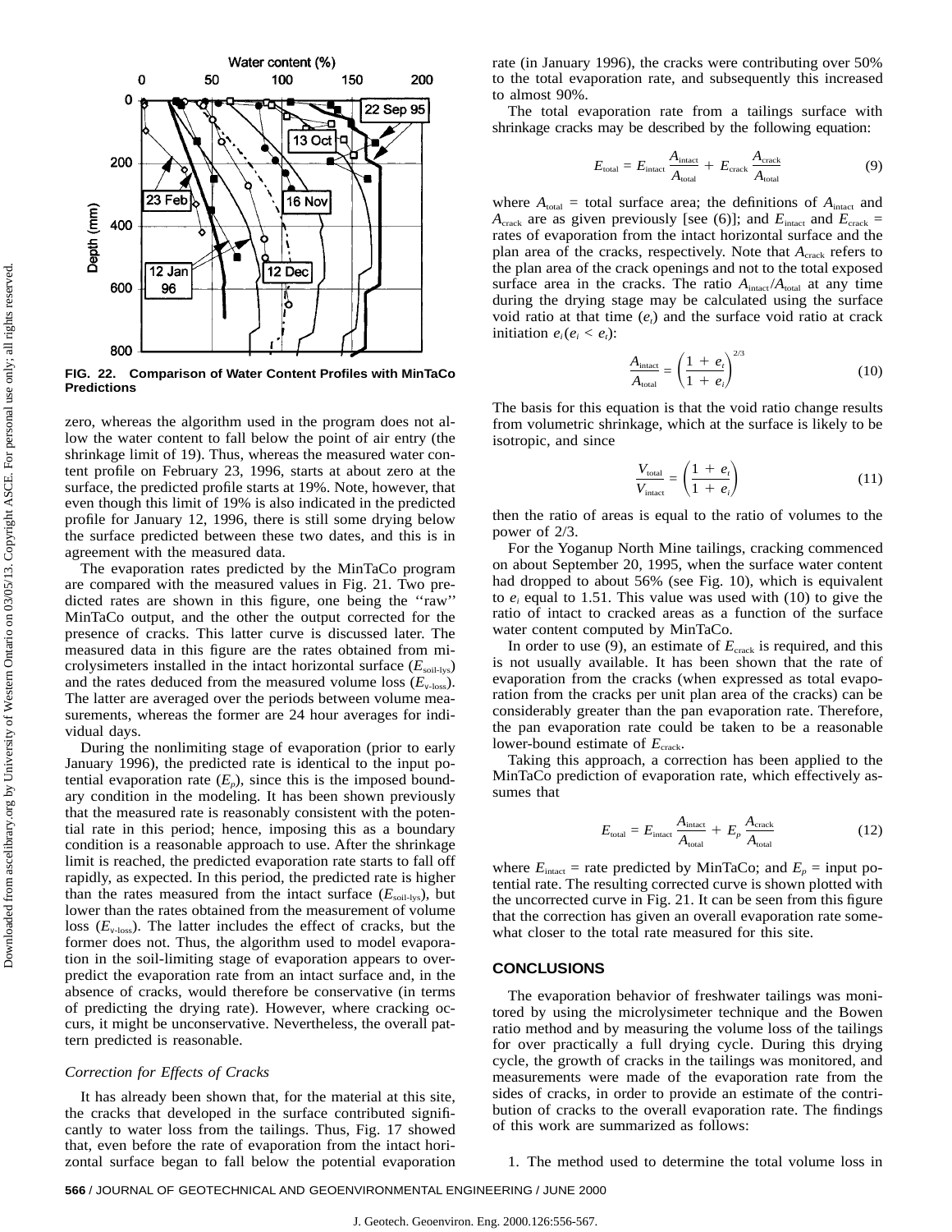FIG. 22. Comparison of Water Content Profiles with MinTaCo Predictions

zero, whereas the algorithm used in the program does not allow the water content to fall below the point of air entry (the shrinkage limit of 19). Thus, whereas the measured water content profile on February 23, 1996, starts at about zero at the surface, the predicted profile starts at 19%. Note, however, that even though this limit of 19% is also indicated in the predicted profile for January 12, 1996, there is still some drying below the surface predicted between these two dates, and this is in agreement with the measured data.

The evaporation rates predicted by the MinTaCo program are compared with the measured values in Fig. 21. Two predicted rates are shown in this figure, one being the ''raw'' MinTaCo output, and the other the output corrected for the presence of cracks. This latter curve is discussed later. The measured data in this figure are the rates obtained from microlysimeters installed in the intact horizontal surface ($E_{\text{soil-lys}}$) and the rates deduced from the measured volume loss ($E_{\text{v-loss}}$). The latter are averaged over the periods between volume measurements, whereas the former are 24 hour averages for individual days.

During the nonlimiting stage of evaporation (prior to early January 1996), the predicted rate is identical to the input potential evaporation rate ($E_p$), since this is the imposed boundary condition in the modeling. It has been shown previously that the measured rate is reasonably consistent with the potential rate in this period; hence, imposing this as a boundary condition is a reasonable approach to use. After the shrinkage limit is reached, the predicted evaporation rate starts to fall off rapidly, as expected. In this period, the predicted rate is higher than the rates measured from the intact surface ($E_{\text{soil-lys}}$), but lower than the rates obtained from the measurement of volume loss ($E_{\text{v-loss}}$). The latter includes the effect of cracks, but the former does not. Thus, the algorithm used to model evaporation in the soil-limiting stage of evaporation appears to overpredict the evaporation rate from an intact surface and, in the absence of cracks, would therefore be conservative (in terms of predicting the drying rate). However, where cracking occurs, it might be unconservative. Nevertheless, the overall pattern predicted is reasonable.

### *Correction for Effects of Cracks*

It has already been shown that, for the material at this site, the cracks that developed in the surface contributed significantly to water loss from the tailings. Thus, Fig. 17 showed that, even before the rate of evaporation from the intact horizontal surface began to fall below the potential evaporation rate (in January 1996), the cracks were contributing over 50% to the total evaporation rate, and subsequently this increased to almost 90%.

The total evaporation rate from a tailings surface with shrinkage cracks may be described by the following equation:

$$E_{\text{total}} = E_{\text{intact}} \frac{A_{\text{intact}}}{A_{\text{total}}} + E_{\text{crack}} \frac{A_{\text{crack}}}{A_{\text{total}}} \tag{9}$$

where $A_{\text{total}}$ = total surface area; the definitions of $A_{\text{intact}}$ and $A_{\text{crack}}$ are as given previously [see (6)]; and $E_{\text{intact}}$ and $E_{\text{crack}}$ = rates of evaporation from the intact horizontal surface and the plan area of the cracks, respectively. Note that $A_{\text{crack}}$ refers to the plan area of the crack openings and not to the total exposed surface area in the cracks. The ratio $A_{\text{intact}}/A_{\text{total}}$ at any time during the drying stage may be calculated using the surface void ratio at that time ($e_t$) and the surface void ratio at crack initiation $e_i$($e_i < e_t$):

$$\frac{A_{\text{intact}}}{A_{\text{total}}} = \left(\frac{1 + e_t}{1 + e_i}\right)^{2/3} \tag{10}$$

The basis for this equation is that the void ratio change results from volumetric shrinkage, which at the surface is likely to be isotropic, and since

$$\frac{V_{\text{total}}}{V_{\text{intact}}} = \left(\frac{1 + e_t}{1 + e_i}\right) \tag{11}$$

then the ratio of areas is equal to the ratio of volumes to the power of 2/3.

For the Yoganup North Mine tailings, cracking commenced on about September 20, 1995, when the surface water content had dropped to about 56% (see Fig. 10), which is equivalent to $e_i$ equal to 1.51. This value was used with (10) to give the ratio of intact to cracked areas as a function of the surface water content computed by MinTaCo.

In order to use (9), an estimate of $E_{\text{crack}}$ is required, and this is not usually available. It has been shown that the rate of evaporation from the cracks (when expressed as total evaporation from the cracks per unit plan area of the cracks) can be considerably greater than the pan evaporation rate. Therefore, the pan evaporation rate could be taken to be a reasonable lower-bound estimate of $E_{\text{crack}}$.

Taking this approach, a correction has been applied to the MinTaCo prediction of evaporation rate, which effectively assumes that

$$E_{\text{total}} = E_{\text{intact}} \frac{A_{\text{intact}}}{A_{\text{total}}} + E_p \frac{A_{\text{crack}}}{A_{\text{total}}} \tag{12}$$

where $E_{\text{intact}}$ = rate predicted by MinTaCo; and $E_p$ = input potential rate. The resulting corrected curve is shown plotted with the uncorrected curve in Fig. 21. It can be seen from this figure that the correction has given an overall evaporation rate somewhat closer to the total rate measured for this site.

## CONCLUSIONS

The evaporation behavior of freshwater tailings was monitored by using the microlysimeter technique and the Bowen ratio method and by measuring the volume loss of the tailings for over practically a full drying cycle. During this drying cycle, the growth of cracks in the tailings was monitored, and measurements were made of the evaporation rate from the sides of cracks, in order to provide an estimate of the contribution of cracks to the overall evaporation rate. The findings of this work are summarized as follows:

1. The method used to determine the total volume loss in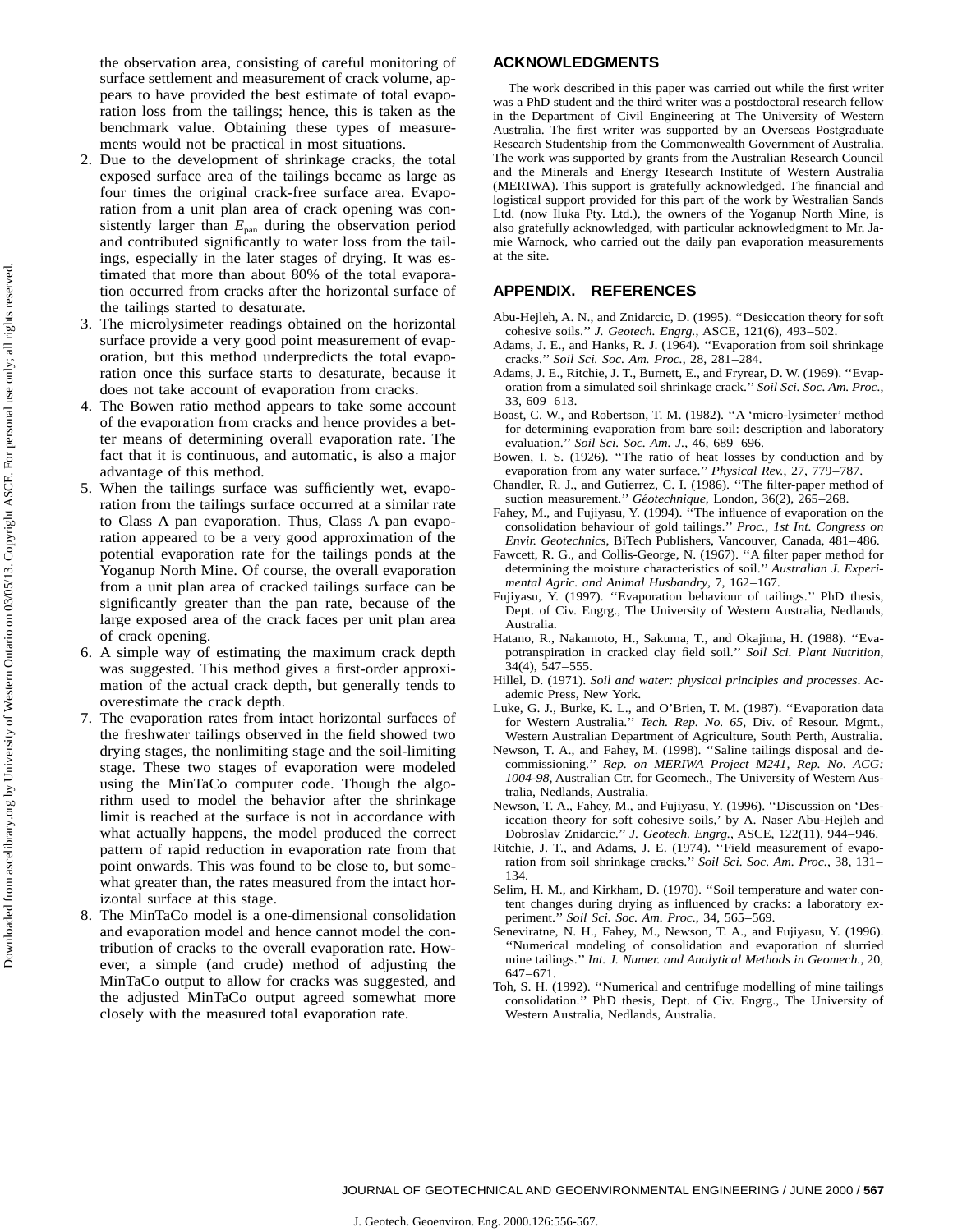the observation area, consisting of careful monitoring of surface settlement and measurement of crack volume, appears to have provided the best estimate of total evaporation loss from the tailings; hence, this is taken as the benchmark value. Obtaining these types of measurements would not be practical in most situations.

2. Due to the development of shrinkage cracks, the total exposed surface area of the tailings became as large as four times the original crack-free surface area. Evaporation from a unit plan area of crack opening was consistently larger than $E_{pan}$ during the observation period and contributed significantly to water loss from the tailings, especially in the later stages of drying. It was estimated that more than about 80% of the total evaporation occurred from cracks after the horizontal surface of the tailings started to desaturate.
3. The microlysimeter readings obtained on the horizontal surface provide a very good point measurement of evaporation, but this method underpredicts the total evaporation once this surface starts to desaturate, because it does not take account of evaporation from cracks.
4. The Bowen ratio method appears to take some account of the evaporation from cracks and hence provides a better means of determining overall evaporation rate. The fact that it is continuous, and automatic, is also a major advantage of this method.
5. When the tailings surface was sufficiently wet, evaporation from the tailings surface occurred at a similar rate to Class A pan evaporation. Thus, Class A pan evaporation appeared to be a very good approximation of the potential evaporation rate for the tailings ponds at the Yoganup North Mine. Of course, the overall evaporation from a unit plan area of cracked tailings surface can be significantly greater than the pan rate, because of the large exposed area of the crack faces per unit plan area of crack opening.
6. A simple way of estimating the maximum crack depth was suggested. This method gives a first-order approximation of the actual crack depth, but generally tends to overestimate the crack depth.
7. The evaporation rates from intact horizontal surfaces of the freshwater tailings observed in the field showed two drying stages, the nonlimiting stage and the soil-limiting stage. These two stages of evaporation were modeled using the MinTaCo computer code. Though the algorithm used to model the behavior after the shrinkage limit is reached at the surface is not in accordance with what actually happens, the model produced the correct pattern of rapid reduction in evaporation rate from that point onwards. This was found to be close to, but somewhat greater than, the rates measured from the intact horizontal surface at this stage.
8. The MinTaCo model is a one-dimensional consolidation and evaporation model and hence cannot model the contribution of cracks to the overall evaporation rate. However, a simple (and crude) method of adjusting the MinTaCo output to allow for cracks was suggested, and the adjusted MinTaCo output agreed somewhat more closely with the measured total evaporation rate.

## ACKNOWLEDGMENTS

The work described in this paper was carried out while the first writer was a PhD student and the third writer was a postdoctoral research fellow in the Department of Civil Engineering at The University of Western Australia. The first writer was supported by an Overseas Postgraduate Research Studentship from the Commonwealth Government of Australia. The work was supported by grants from the Australian Research Council and the Minerals and Energy Research Institute of Western Australia (MERIWA). This support is gratefully acknowledged. The financial and logistical support provided for this part of the work by Westralian Sands Ltd. (now Iluka Pty. Ltd.), the owners of the Yoganup North Mine, is also gratefully acknowledged, with particular acknowledgment to Mr. Jamie Warnock, who carried out the daily pan evaporation measurements at the site.

## APPENDIX. REFERENCES

Abu-Hejleh, A. N., and Znidarcic, D. (1995). ''Desiccation theory for soft cohesive soils.'' *J. Geotech. Engrg.*, ASCE, 121(6), 493–502.

Adams, J. E., and Hanks, R. J. (1964). ''Evaporation from soil shrinkage cracks.'' *Soil Sci. Soc. Am. Proc.*, 28, 281–284.

Adams, J. E., Ritchie, J. T., Burnett, E., and Fryrear, D. W. (1969). ''Evaporation from a simulated soil shrinkage crack.'' *Soil Sci. Soc. Am. Proc.*, 33, 609–613.

Boast, C. W., and Robertson, T. M. (1982). ''A 'micro-lysimeter' method for determining evaporation from bare soil: description and laboratory evaluation.'' *Soil Sci. Soc. Am. J.*, 46, 689–696.

Bowen, I. S. (1926). ''The ratio of heat losses by conduction and by evaporation from any water surface.'' *Physical Rev.*, 27, 779–787.

Chandler, R. J., and Gutierrez, C. I. (1986). ''The filter-paper method of suction measurement.'' *Géotechnique*, London, 36(2), 265–268.

Fahey, M., and Fujiyasu, Y. (1994). ''The influence of evaporation on the consolidation behaviour of gold tailings.'' *Proc., 1st Int. Congress on Envir. Geotechnics*, BiTech Publishers, Vancouver, Canada, 481–486.

Fawcett, R. G., and Collis-George, N. (1967). ''A filter paper method for determining the moisture characteristics of soil.'' *Australian J. Experimental Agric. and Animal Husbandry*, 7, 162–167.

Fujiyasu, Y. (1997). ''Evaporation behaviour of tailings.'' PhD thesis, Dept. of Civ. Engrg., The University of Western Australia, Nedlands, Australia.

Hatano, R., Nakamoto, H., Sakuma, T., and Okajima, H. (1988). ''Evapotranspiration in cracked clay field soil.'' *Soil Sci. Plant Nutrition*, 34(4), 547–555.

Hillel, D. (1971). *Soil and water: physical principles and processes*. Academic Press, New York.

Luke, G. J., Burke, K. L., and O'Brien, T. M. (1987). ''Evaporation data for Western Australia.'' *Tech. Rep. No. 65*, Div. of Resour. Mgmt., Western Australian Department of Agriculture, South Perth, Australia.

Newson, T. A., and Fahey, M. (1998). ''Saline tailings disposal and decommissioning.'' *Rep. on MERIWA Project M241, Rep. No. ACG: 1004-98*, Australian Ctr. for Geomech., The University of Western Australia, Nedlands, Australia.

Newson, T. A., Fahey, M., and Fujiyasu, Y. (1996). ''Discussion on 'Desiccation theory for soft cohesive soils,' by A. Naser Abu-Hejleh and Dobroslav Znidarcic.'' *J. Geotech. Engrg.*, ASCE, 122(11), 944–946.

Ritchie, J. T., and Adams, J. E. (1974). ''Field measurement of evaporation from soil shrinkage cracks.'' *Soil Sci. Soc. Am. Proc.*, 38, 131–134.

Selim, H. M., and Kirkham, D. (1970). ''Soil temperature and water content changes during drying as influenced by cracks: a laboratory experiment.'' *Soil Sci. Soc. Am. Proc.*, 34, 565–569.

Seneviratne, N. H., Fahey, M., Newson, T. A., and Fujiyasu, Y. (1996). ''Numerical modeling of consolidation and evaporation of slurried mine tailings.'' *Int. J. Numer. and Analytical Methods in Geomech.*, 20, 647–671.

Toh, S. H. (1992). ''Numerical and centrifuge modelling of mine tailings consolidation.'' PhD thesis, Dept. of Civ. Engrg., The University of Western Australia, Nedlands, Australia.